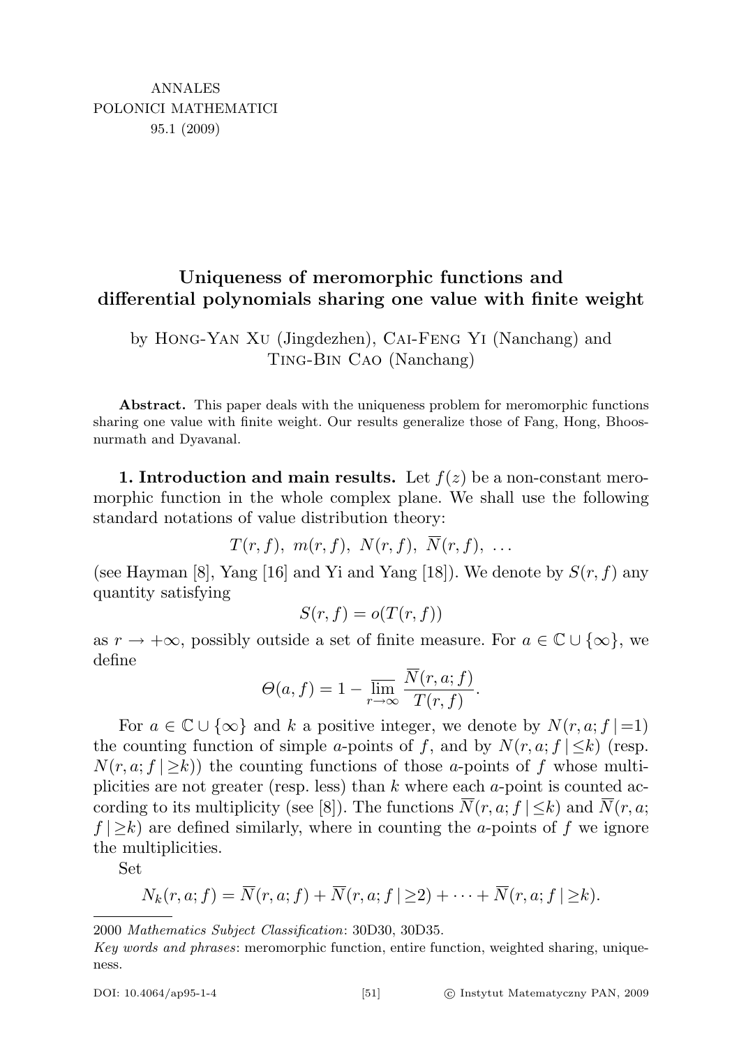ANNALES
POLONICI MATHEMATICI
95.1 (2009)

# Uniqueness of meromorphic functions and differential polynomials sharing one value with finite weight

by Hong-Yan Xu (Jingdezhen), Cai-Feng Yi (Nanchang) and Ting-Bin Cao (Nanchang)

**Abstract.** This paper deals with the uniqueness problem for meromorphic functions sharing one value with finite weight. Our results generalize those of Fang, Hong, Bhoosnurmath and Dyavanal.

**1. Introduction and main results.** Let $f(z)$ be a non-constant meromorphic function in the whole complex plane. We shall use the following standard notations of value distribution theory:

$$T(r,f),\ m(r,f),\ N(r,f),\ \overline{N}(r,f),\ \ldots$$

(see Hayman [8], Yang [16] and Yi and Yang [18]). We denote by $S(r,f)$ any quantity satisfying

$$S(r,f) = o(T(r,f))$$

as $r \to +\infty$, possibly outside a set of finite measure. For $a \in \mathbb{C} \cup \{\infty\}$, we define

$$\Theta(a,f) = 1 - \varlimsup_{r\to\infty} \frac{\overline{N}(r,a;f)}{T(r,f)}.$$

For $a \in \mathbb{C} \cup \{\infty\}$ and $k$ a positive integer, we denote by $N(r,a;f\,|\,{=}1)$ the counting function of simple $a$-points of $f$, and by $N(r,a;f\,|\,{\le}k)$ (resp. $N(r,a;f\,|\,{\ge}k)$) the counting functions of those $a$-points of $f$ whose multiplicities are not greater (resp. less) than $k$ where each $a$-point is counted according to its multiplicity (see [8]). The functions $\overline{N}(r,a;f\,|\,{\le}k)$ and $\overline{N}(r,a;f\,|\,{\ge}k)$ are defined similarly, where in counting the $a$-points of $f$ we ignore the multiplicities.

Set

$$N_k(r,a;f) = \overline{N}(r,a;f) + \overline{N}(r,a;f\,|\,{\ge}2) + \cdots + \overline{N}(r,a;f\,|\,{\ge}k).$$

2000 *Mathematics Subject Classification*: 30D30, 30D35.

*Key words and phrases*: meromorphic function, entire function, weighted sharing, uniqueness.

DOI: 10.4064/ap95-1-4 © Instytut Matematyczny PAN, 2009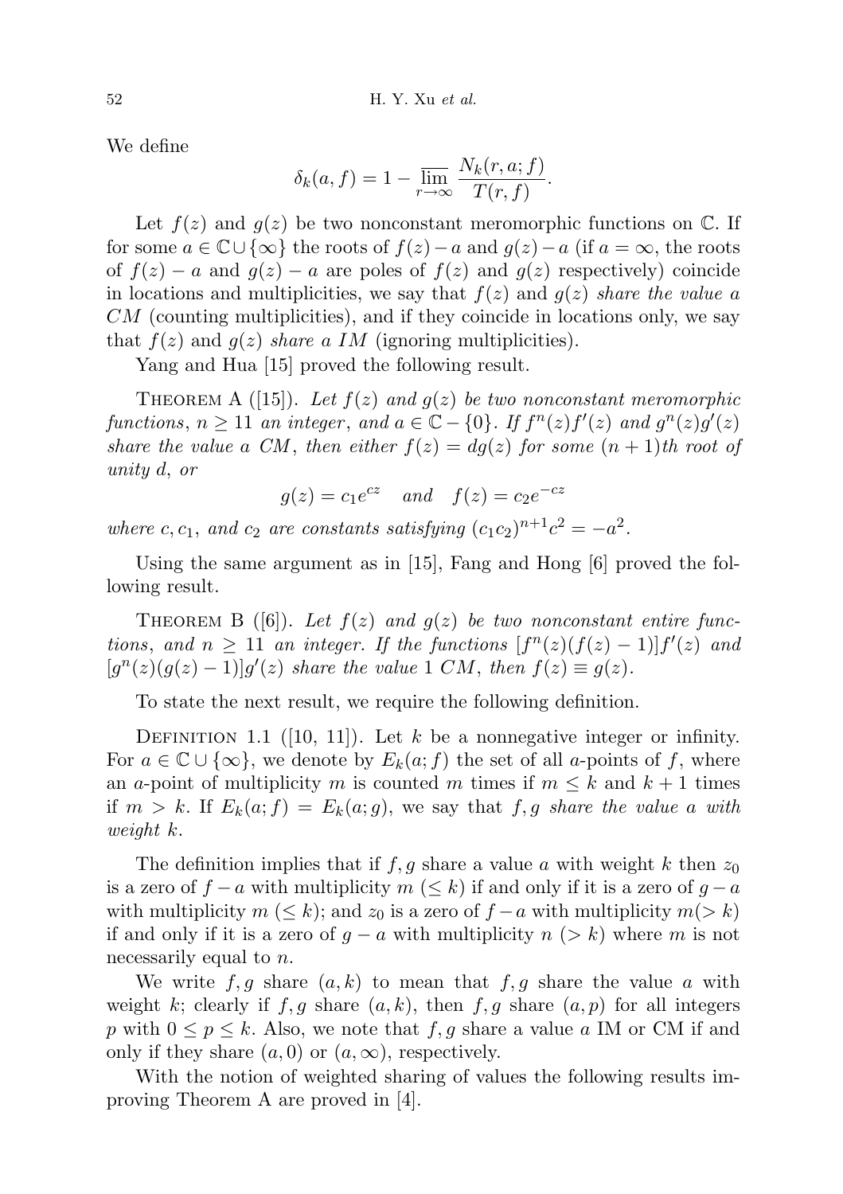We define

$$\delta_k(a, f) = 1 - \overline{\lim_{r\to\infty}} \frac{N_k(r, a; f)}{T(r, f)}.$$

Let $f(z)$ and $g(z)$ be two nonconstant meromorphic functions on $\mathbb{C}$. If for some $a \in \mathbb{C} \cup \{\infty\}$ the roots of $f(z) - a$ and $g(z) - a$ (if $a = \infty$, the roots of $f(z) - a$ and $g(z) - a$ are poles of $f(z)$ and $g(z)$ respectively) coincide in locations and multiplicities, we say that $f(z)$ and $g(z)$ *share the value a CM* (counting multiplicities), and if they coincide in locations only, we say that $f(z)$ and $g(z)$ *share a IM* (ignoring multiplicities).

Yang and Hua [15] proved the following result.

Theorem A ([15]). *Let $f(z)$ and $g(z)$ be two nonconstant meromorphic functions, $n \geq 11$ an integer, and $a \in \mathbb{C} - \{0\}$. If $f^n(z)f'(z)$ and $g^n(z)g'(z)$ share the value a CM, then either $f(z) = dg(z)$ for some $(n+1)$th root of unity $d$, or*

$$g(z) = c_1 e^{cz} \quad \text{and} \quad f(z) = c_2 e^{-cz}$$

*where $c, c_1$, and $c_2$ are constants satisfying $(c_1c_2)^{n+1}c^2 = -a^2$.*

Using the same argument as in [15], Fang and Hong [6] proved the following result.

Theorem B ([6]). *Let $f(z)$ and $g(z)$ be two nonconstant entire functions, and $n \geq 11$ an integer. If the functions $[f^n(z)(f(z) - 1)]f'(z)$ and $[g^n(z)(g(z) - 1)]g'(z)$ share the value 1 CM, then $f(z) \equiv g(z)$.*

To state the next result, we require the following definition.

Definition 1.1 ([10, 11]). Let $k$ be a nonnegative integer or infinity. For $a \in \mathbb{C} \cup \{\infty\}$, we denote by $E_k(a; f)$ the set of all $a$-points of $f$, where an $a$-point of multiplicity $m$ is counted $m$ times if $m \leq k$ and $k + 1$ times if $m > k$. If $E_k(a; f) = E_k(a; g)$, we say that $f, g$ *share the value a with weight k*.

The definition implies that if $f, g$ share a value $a$ with weight $k$ then $z_0$ is a zero of $f - a$ with multiplicity $m$ $(\leq k)$ if and only if it is a zero of $g - a$ with multiplicity $m$ $(\leq k)$; and $z_0$ is a zero of $f - a$ with multiplicity $m (> k)$ if and only if it is a zero of $g - a$ with multiplicity $n$ $(> k)$ where $m$ is not necessarily equal to $n$.

We write $f, g$ share $(a, k)$ to mean that $f, g$ share the value $a$ with weight $k$; clearly if $f, g$ share $(a, k)$, then $f, g$ share $(a, p)$ for all integers $p$ with $0 \leq p \leq k$. Also, we note that $f, g$ share a value $a$ IM or CM if and only if they share $(a, 0)$ or $(a, \infty)$, respectively.

With the notion of weighted sharing of values the following results improving Theorem A are proved in [4].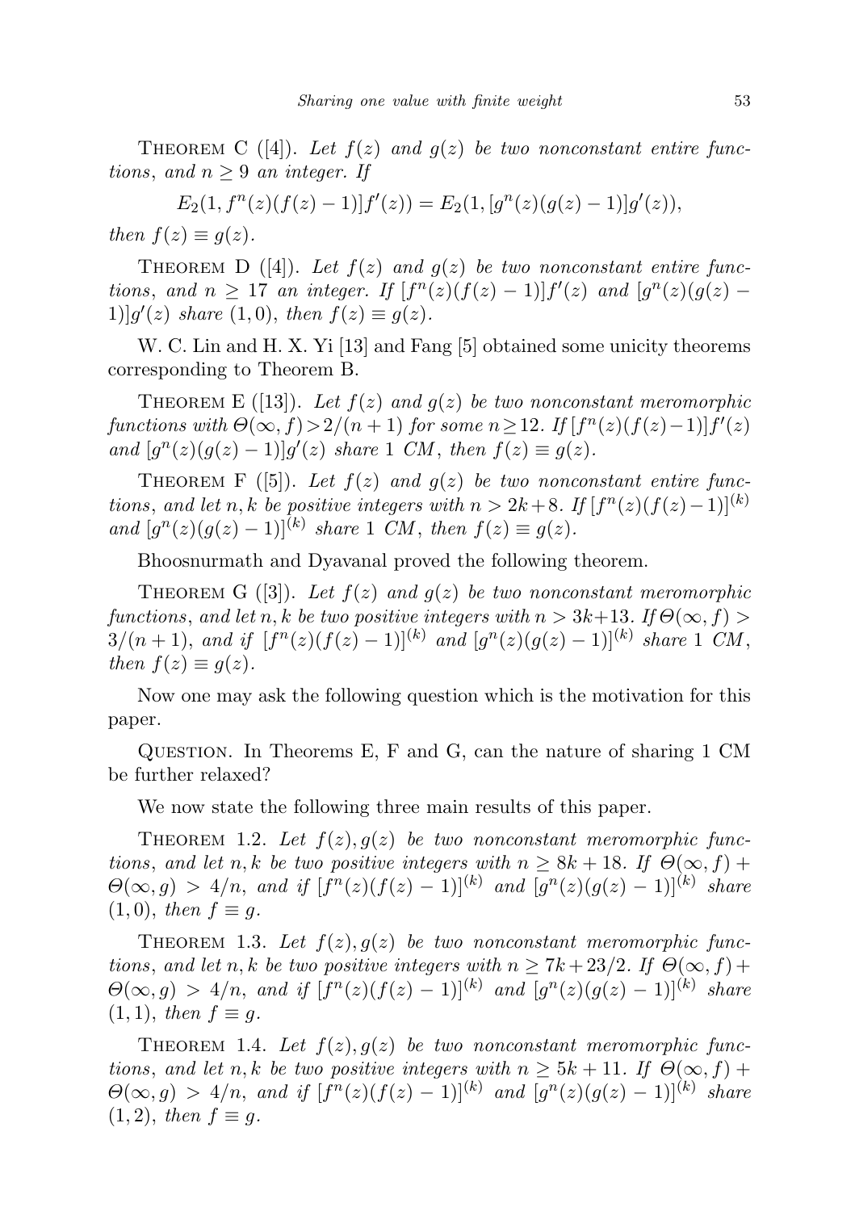Theorem C ([4]). *Let $f(z)$ and $g(z)$ be two nonconstant entire functions, and $n \geq 9$ an integer. If*

$$E_2(1, f^n(z)(f(z)-1)]f'(z)) = E_2(1, [g^n(z)(g(z)-1)]g'(z)),$$

*then $f(z) \equiv g(z)$.*

Theorem D ([4]). *Let $f(z)$ and $g(z)$ be two nonconstant entire functions, and $n \geq 17$ an integer. If $[f^n(z)(f(z)-1)]f'(z)$ and $[g^n(z)(g(z)-1)]g'(z)$ share $(1,0)$, then $f(z) \equiv g(z)$.*

W. C. Lin and H. X. Yi [13] and Fang [5] obtained some unicity theorems corresponding to Theorem B.

Theorem E ([13]). *Let $f(z)$ and $g(z)$ be two nonconstant meromorphic functions with $\Theta(\infty, f) > 2/(n+1)$ for some $n \geq 12$. If $[f^n(z)(f(z)-1)]f'(z)$ and $[g^n(z)(g(z)-1)]g'(z)$ share 1 CM, then $f(z) \equiv g(z)$.*

Theorem F ([5]). *Let $f(z)$ and $g(z)$ be two nonconstant entire functions, and let $n, k$ be positive integers with $n > 2k+8$. If $[f^n(z)(f(z)-1)]^{(k)}$ and $[g^n(z)(g(z)-1)]^{(k)}$ share 1 CM, then $f(z) \equiv g(z)$.*

Bhoosnurmath and Dyavanal proved the following theorem.

Theorem G ([3]). *Let $f(z)$ and $g(z)$ be two nonconstant meromorphic functions, and let $n, k$ be two positive integers with $n > 3k+13$. If $\Theta(\infty, f) > 3/(n+1)$, and if $[f^n(z)(f(z)-1)]^{(k)}$ and $[g^n(z)(g(z)-1)]^{(k)}$ share 1 CM, then $f(z) \equiv g(z)$.*

Now one may ask the following question which is the motivation for this paper.

Question. In Theorems E, F and G, can the nature of sharing 1 CM be further relaxed?

We now state the following three main results of this paper.

Theorem 1.2. *Let $f(z), g(z)$ be two nonconstant meromorphic functions, and let $n, k$ be two positive integers with $n \geq 8k+18$. If $\Theta(\infty, f) + \Theta(\infty, g) > 4/n$, and if $[f^n(z)(f(z)-1)]^{(k)}$ and $[g^n(z)(g(z)-1)]^{(k)}$ share $(1,0)$, then $f \equiv g$.*

Theorem 1.3. *Let $f(z), g(z)$ be two nonconstant meromorphic functions, and let $n, k$ be two positive integers with $n \geq 7k+23/2$. If $\Theta(\infty, f) + \Theta(\infty, g) > 4/n$, and if $[f^n(z)(f(z)-1)]^{(k)}$ and $[g^n(z)(g(z)-1)]^{(k)}$ share $(1,1)$, then $f \equiv g$.*

Theorem 1.4. *Let $f(z), g(z)$ be two nonconstant meromorphic functions, and let $n, k$ be two positive integers with $n \geq 5k+11$. If $\Theta(\infty, f) + \Theta(\infty, g) > 4/n$, and if $[f^n(z)(f(z)-1)]^{(k)}$ and $[g^n(z)(g(z)-1)]^{(k)}$ share $(1,2)$, then $f \equiv g$.*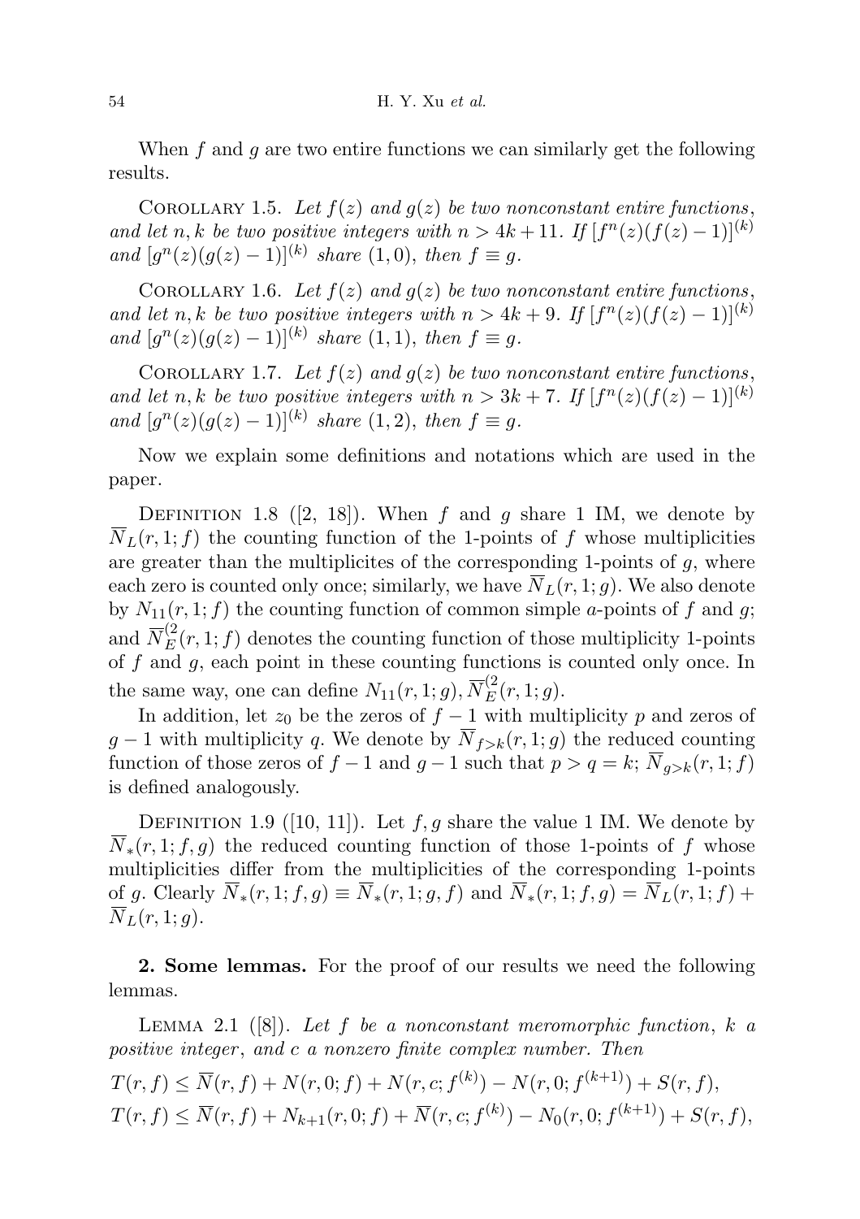When $f$ and $g$ are two entire functions we can similarly get the following results.

Corollary 1.5. *Let $f(z)$ and $g(z)$ be two nonconstant entire functions, and let $n, k$ be two positive integers with $n > 4k + 11$. If $[f^n(z)(f(z)-1)]^{(k)}$ and $[g^n(z)(g(z)-1)]^{(k)}$ share $(1, 0)$, then $f \equiv g$.*

Corollary 1.6. *Let $f(z)$ and $g(z)$ be two nonconstant entire functions, and let $n, k$ be two positive integers with $n > 4k + 9$. If $[f^n(z)(f(z)-1)]^{(k)}$ and $[g^n(z)(g(z)-1)]^{(k)}$ share $(1, 1)$, then $f \equiv g$.*

Corollary 1.7. *Let $f(z)$ and $g(z)$ be two nonconstant entire functions, and let $n, k$ be two positive integers with $n > 3k + 7$. If $[f^n(z)(f(z)-1)]^{(k)}$ and $[g^n(z)(g(z)-1)]^{(k)}$ share $(1, 2)$, then $f \equiv g$.*

Now we explain some definitions and notations which are used in the paper.

Definition 1.8 ([2, 18]). When $f$ and $g$ share 1 IM, we denote by $\overline{N}_L(r, 1; f)$ the counting function of the 1-points of $f$ whose multiplicities are greater than the multiplicites of the corresponding 1-points of $g$, where each zero is counted only once; similarly, we have $\overline{N}_L(r, 1; g)$. We also denote by $N_{11}(r, 1; f)$ the counting function of common simple $a$-points of $f$ and $g$; and $\overline{N}_E^{(2}(r, 1; f)$ denotes the counting function of those multiplicity 1-points of $f$ and $g$, each point in these counting functions is counted only once. In the same way, one can define $N_{11}(r, 1; g), \overline{N}_E^{(2}(r, 1; g)$.

In addition, let $z_0$ be the zeros of $f - 1$ with multiplicity $p$ and zeros of $g - 1$ with multiplicity $q$. We denote by $\overline{N}_{f>k}(r, 1; g)$ the reduced counting function of those zeros of $f - 1$ and $g - 1$ such that $p > q = k$; $\overline{N}_{g>k}(r, 1; f)$ is defined analogously.

Definition 1.9 ([10, 11]). Let $f, g$ share the value 1 IM. We denote by $\overline{N}_*(r, 1; f, g)$ the reduced counting function of those 1-points of $f$ whose multiplicities differ from the multiplicities of the corresponding 1-points of $g$. Clearly $\overline{N}_*(r, 1; f, g) \equiv \overline{N}_*(r, 1; g, f)$ and $\overline{N}_*(r, 1; f, g) = \overline{N}_L(r, 1; f) + \overline{N}_L(r, 1; g)$.

## 2. Some lemmas.

For the proof of our results we need the following lemmas.

Lemma 2.1 ([8]). *Let $f$ be a nonconstant meromorphic function, $k$ a positive integer, and $c$ a nonzero finite complex number. Then*

$$T(r, f) \le \overline{N}(r, f) + N(r, 0; f) + N(r, c; f^{(k)}) - N(r, 0; f^{(k+1)}) + S(r, f),$$

$$T(r, f) \le \overline{N}(r, f) + N_{k+1}(r, 0; f) + \overline{N}(r, c; f^{(k)}) - N_0(r, 0; f^{(k+1)}) + S(r, f),$$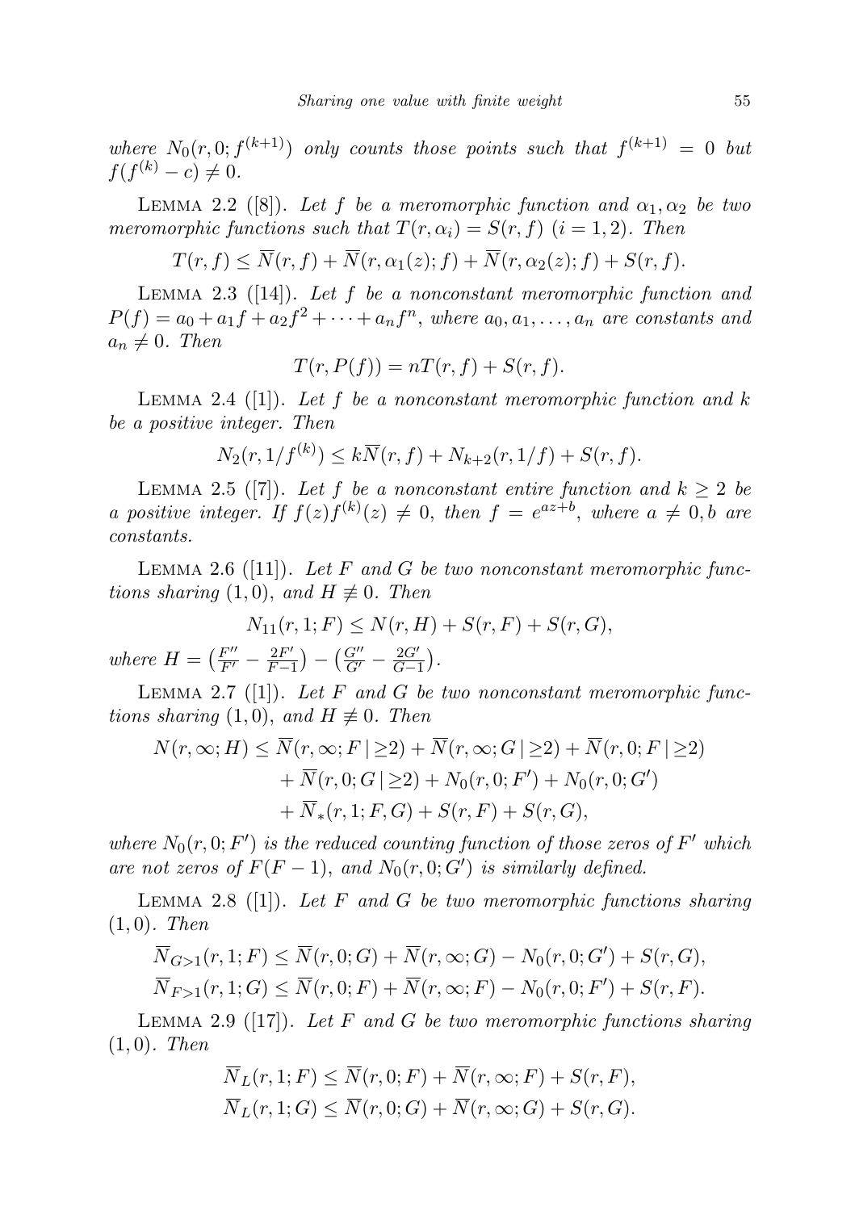where $N_0(r, 0; f^{(k+1)})$ *only counts those points such that* $f^{(k+1)} = 0$ *but* $f(f^{(k)} - c) \neq 0$.

Lemma 2.2 ([8]). *Let* $f$ *be a meromorphic function and* $\alpha_1, \alpha_2$ *be two meromorphic functions such that* $T(r, \alpha_i) = S(r, f)$ $(i = 1, 2)$. *Then*

$$T(r, f) \leq \overline{N}(r, f) + \overline{N}(r, \alpha_1(z); f) + \overline{N}(r, \alpha_2(z); f) + S(r, f).$$

Lemma 2.3 ([14]). *Let* $f$ *be a nonconstant meromorphic function and* $P(f) = a_0 + a_1 f + a_2 f^2 + \cdots + a_n f^n$, *where* $a_0, a_1, \ldots, a_n$ *are constants and* $a_n \neq 0$. *Then*

$$T(r, P(f)) = nT(r, f) + S(r, f).$$

Lemma 2.4 ([1]). *Let* $f$ *be a nonconstant meromorphic function and* $k$ *be a positive integer. Then*

$$N_2(r, 1/f^{(k)}) \leq k\overline{N}(r, f) + N_{k+2}(r, 1/f) + S(r, f).$$

Lemma 2.5 ([7]). *Let* $f$ *be a nonconstant entire function and* $k \geq 2$ *be a positive integer. If* $f(z)f^{(k)}(z) \neq 0$, *then* $f = e^{az+b}$, *where* $a \neq 0, b$ *are constants.*

Lemma 2.6 ([11]). *Let* $F$ *and* $G$ *be two nonconstant meromorphic functions sharing* $(1, 0)$, *and* $H \not\equiv 0$. *Then*

$$N_{11}(r, 1; F) \leq N(r, H) + S(r, F) + S(r, G),$$

*where* $H = \left(\frac{F''}{F'} - \frac{2F'}{F-1}\right) - \left(\frac{G''}{G'} - \frac{2G'}{G-1}\right)$.

Lemma 2.7 ([1]). *Let* $F$ *and* $G$ *be two nonconstant meromorphic functions sharing* $(1, 0)$, *and* $H \not\equiv 0$. *Then*

$$\begin{aligned} N(r, \infty; H) \leq\ & \overline{N}(r, \infty; F \,|\, \geq 2) + \overline{N}(r, \infty; G \,|\, \geq 2) + \overline{N}(r, 0; F \,|\, \geq 2) \\ & + \overline{N}(r, 0; G \,|\, \geq 2) + N_0(r, 0; F') + N_0(r, 0; G') \\ & + \overline{N}_*(r, 1; F, G) + S(r, F) + S(r, G), \end{aligned}$$

*where* $N_0(r, 0; F')$ *is the reduced counting function of those zeros of* $F'$ *which are not zeros of* $F(F-1)$, *and* $N_0(r, 0; G')$ *is similarly defined.*

Lemma 2.8 ([1]). *Let* $F$ *and* $G$ *be two meromorphic functions sharing* $(1, 0)$. *Then*

$$\overline{N}_{G>1}(r, 1; F) \leq \overline{N}(r, 0; G) + \overline{N}(r, \infty; G) - N_0(r, 0; G') + S(r, G),$$
$$\overline{N}_{F>1}(r, 1; G) \leq \overline{N}(r, 0; F) + \overline{N}(r, \infty; F) - N_0(r, 0; F') + S(r, F).$$

Lemma 2.9 ([17]). *Let* $F$ *and* $G$ *be two meromorphic functions sharing* $(1, 0)$. *Then*

$$\overline{N}_L(r, 1; F) \leq \overline{N}(r, 0; F) + \overline{N}(r, \infty; F) + S(r, F),$$
$$\overline{N}_L(r, 1; G) \leq \overline{N}(r, 0; G) + \overline{N}(r, \infty; G) + S(r, G).$$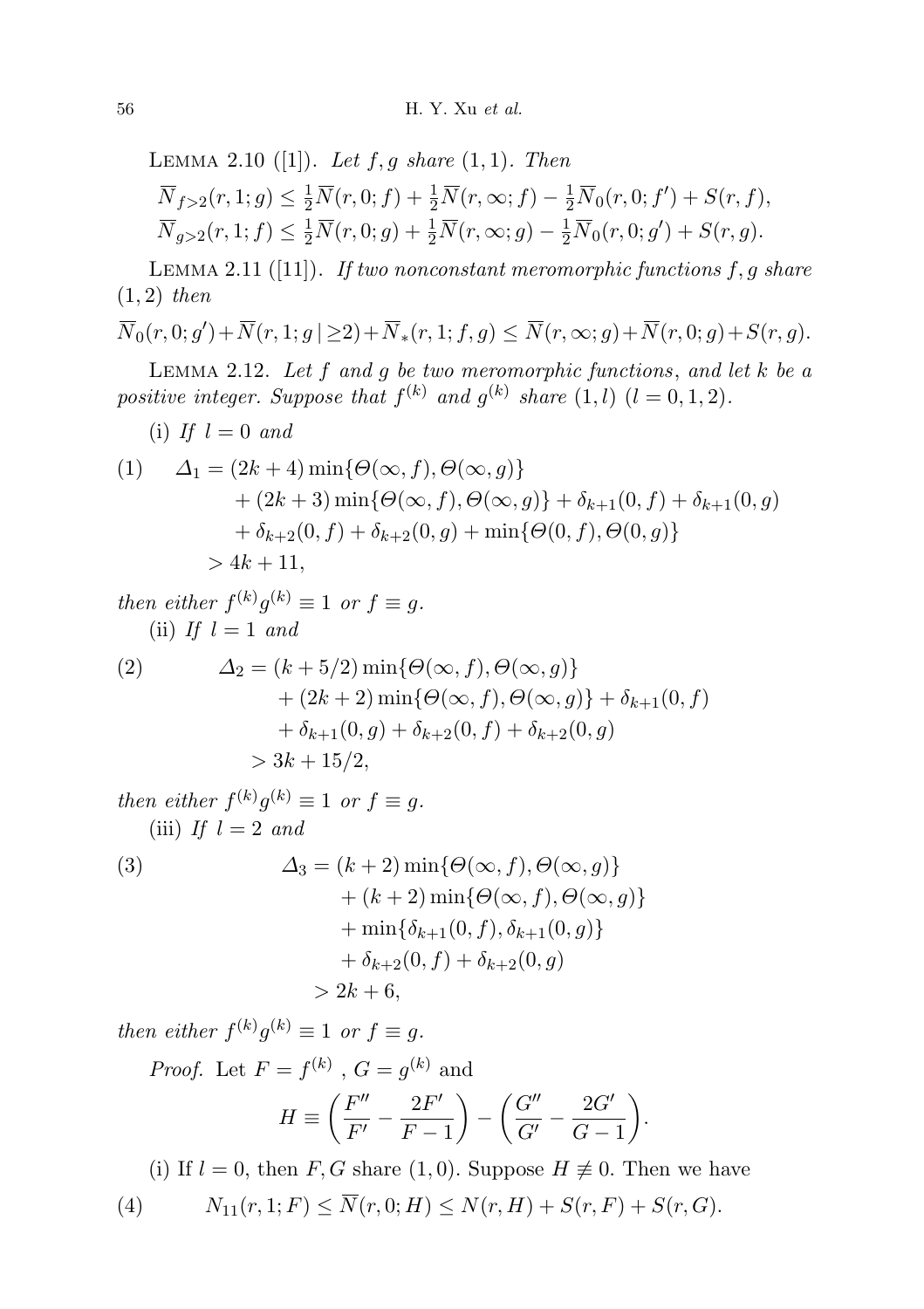LEMMA 2.10 ([1]). *Let $f, g$ share $(1,1)$. Then*

$$\overline{N}_{f>2}(r,1;g) \le \tfrac{1}{2}\overline{N}(r,0;f) + \tfrac{1}{2}\overline{N}(r,\infty;f) - \tfrac{1}{2}\overline{N}_0(r,0;f') + S(r,f),$$
$$\overline{N}_{g>2}(r,1;f) \le \tfrac{1}{2}\overline{N}(r,0;g) + \tfrac{1}{2}\overline{N}(r,\infty;g) - \tfrac{1}{2}\overline{N}_0(r,0;g') + S(r,g).$$

LEMMA 2.11 ([11]). *If two nonconstant meromorphic functions $f, g$ share $(1,2)$ then*

$$\overline{N}_0(r,0;g') + \overline{N}(r,1;g\,|\geq 2) + \overline{N}_*(r,1;f,g) \le \overline{N}(r,\infty;g) + \overline{N}(r,0;g) + S(r,g).$$

LEMMA 2.12. *Let $f$ and $g$ be two meromorphic functions, and let $k$ be a positive integer. Suppose that $f^{(k)}$ and $g^{(k)}$ share $(1,l)$ $(l = 0,1,2)$.*

(i) *If $l = 0$ and*

$$\begin{aligned}
(1)\qquad \Delta_1 &= (2k+4)\min\{\Theta(\infty,f),\Theta(\infty,g)\} \\
&\quad + (2k+3)\min\{\Theta(\infty,f),\Theta(\infty,g)\} + \delta_{k+1}(0,f) + \delta_{k+1}(0,g) \\
&\quad + \delta_{k+2}(0,f) + \delta_{k+2}(0,g) + \min\{\Theta(0,f),\Theta(0,g)\} \\
&> 4k+11,
\end{aligned}$$

*then either $f^{(k)}g^{(k)} \equiv 1$ or $f \equiv g$.*

(ii) *If $l = 1$ and*

$$\begin{aligned}
(2)\qquad \Delta_2 &= (k+5/2)\min\{\Theta(\infty,f),\Theta(\infty,g)\} \\
&\quad + (2k+2)\min\{\Theta(\infty,f),\Theta(\infty,g)\} + \delta_{k+1}(0,f) \\
&\quad + \delta_{k+1}(0,g) + \delta_{k+2}(0,f) + \delta_{k+2}(0,g) \\
&> 3k + 15/2,
\end{aligned}$$

*then either $f^{(k)}g^{(k)} \equiv 1$ or $f \equiv g$.*

(iii) *If $l = 2$ and*

$$\begin{aligned}
(3)\qquad \Delta_3 &= (k+2)\min\{\Theta(\infty,f),\Theta(\infty,g)\} \\
&\quad + (k+2)\min\{\Theta(\infty,f),\Theta(\infty,g)\} \\
&\quad + \min\{\delta_{k+1}(0,f),\delta_{k+1}(0,g)\} \\
&\quad + \delta_{k+2}(0,f) + \delta_{k+2}(0,g) \\
&> 2k+6,
\end{aligned}$$

*then either $f^{(k)}g^{(k)} \equiv 1$ or $f \equiv g$.*

*Proof.* Let $F = f^{(k)}$ , $G = g^{(k)}$ and

$$H \equiv \left(\frac{F''}{F'} - \frac{2F'}{F-1}\right) - \left(\frac{G''}{G'} - \frac{2G'}{G-1}\right).$$

(i) If $l = 0$, then $F, G$ share $(1,0)$. Suppose $H \not\equiv 0$. Then we have

$$(4)\qquad N_{11}(r,1;F) \le \overline{N}(r,0;H) \le N(r,H) + S(r,F) + S(r,G).$$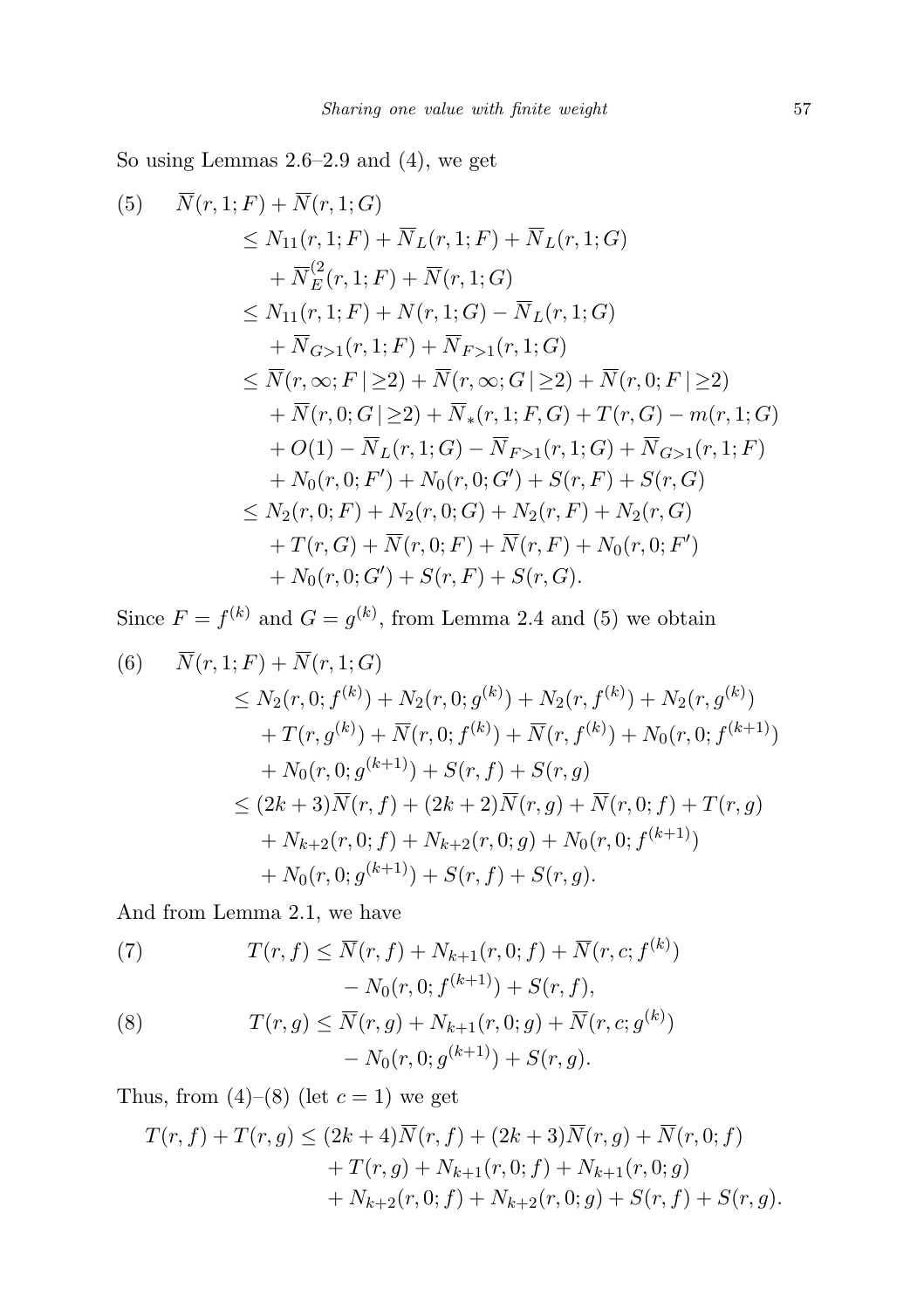So using Lemmas 2.6–2.9 and (4), we get

$$
\begin{aligned}
(5)\qquad & \overline{N}(r,1;F)+\overline{N}(r,1;G)\\
&\le N_{11}(r,1;F)+\overline{N}_L(r,1;F)+\overline{N}_L(r,1;G)\\
&\quad+\overline{N}_E^{(2}(r,1;F)+\overline{N}(r,1;G)\\
&\le N_{11}(r,1;F)+N(r,1;G)-\overline{N}_L(r,1;G)\\
&\quad+\overline{N}_{G>1}(r,1;F)+\overline{N}_{F>1}(r,1;G)\\
&\le \overline{N}(r,\infty;F\,|\ge 2)+\overline{N}(r,\infty;G\,|\ge 2)+\overline{N}(r,0;F\,|\ge 2)\\
&\quad+\overline{N}(r,0;G\,|\ge 2)+\overline{N}_*(r,1;F,G)+T(r,G)-m(r,1;G)\\
&\quad+O(1)-\overline{N}_L(r,1;G)-\overline{N}_{F>1}(r,1;G)+\overline{N}_{G>1}(r,1;F)\\
&\quad+N_0(r,0;F')+N_0(r,0;G')+S(r,F)+S(r,G)\\
&\le N_2(r,0;F)+N_2(r,0;G)+N_2(r,F)+N_2(r,G)\\
&\quad+T(r,G)+\overline{N}(r,0;F)+\overline{N}(r,F)+N_0(r,0;F')\\
&\quad+N_0(r,0;G')+S(r,F)+S(r,G).
\end{aligned}
$$

Since $F=f^{(k)}$ and $G=g^{(k)}$, from Lemma 2.4 and (5) we obtain

$$
\begin{aligned}
(6)\qquad & \overline{N}(r,1;F)+\overline{N}(r,1;G)\\
&\le N_2(r,0;f^{(k)})+N_2(r,0;g^{(k)})+N_2(r,f^{(k)})+N_2(r,g^{(k)})\\
&\quad+T(r,g^{(k)})+\overline{N}(r,0;f^{(k)})+\overline{N}(r,f^{(k)})+N_0(r,0;f^{(k+1)})\\
&\quad+N_0(r,0;g^{(k+1)})+S(r,f)+S(r,g)\\
&\le (2k+3)\overline{N}(r,f)+(2k+2)\overline{N}(r,g)+\overline{N}(r,0;f)+T(r,g)\\
&\quad+N_{k+2}(r,0;f)+N_{k+2}(r,0;g)+N_0(r,0;f^{(k+1)})\\
&\quad+N_0(r,0;g^{(k+1)})+S(r,f)+S(r,g).
\end{aligned}
$$

And from Lemma 2.1, we have

$$
\begin{aligned}
(7)\qquad & T(r,f)\le \overline{N}(r,f)+N_{k+1}(r,0;f)+\overline{N}(r,c;f^{(k)})\\
&\qquad\qquad -N_0(r,0;f^{(k+1)})+S(r,f),\\
(8)\qquad & T(r,g)\le \overline{N}(r,g)+N_{k+1}(r,0;g)+\overline{N}(r,c;g^{(k)})\\
&\qquad\qquad -N_0(r,0;g^{(k+1)})+S(r,g).
\end{aligned}
$$

Thus, from (4)–(8) (let $c=1$) we get

$$
\begin{aligned}
T(r,f)+T(r,g)&\le (2k+4)\overline{N}(r,f)+(2k+3)\overline{N}(r,g)+\overline{N}(r,0;f)\\
&\quad+T(r,g)+N_{k+1}(r,0;f)+N_{k+1}(r,0;g)\\
&\quad+N_{k+2}(r,0;f)+N_{k+2}(r,0;g)+S(r,f)+S(r,g).
\end{aligned}
$$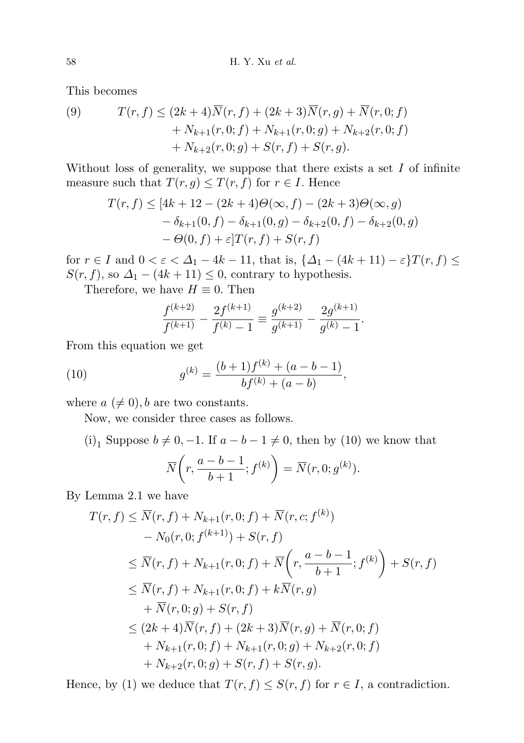This becomes

$$
\begin{aligned}
(9) \qquad T(r,f) \le{}& (2k+4)\overline{N}(r,f) + (2k+3)\overline{N}(r,g) + \overline{N}(r,0;f)\\
&+ N_{k+1}(r,0;f) + N_{k+1}(r,0;g) + N_{k+2}(r,0;f)\\
&+ N_{k+2}(r,0;g) + S(r,f) + S(r,g).
\end{aligned}
$$

Without loss of generality, we suppose that there exists a set $I$ of infinite measure such that $T(r,g) \le T(r,f)$ for $r \in I$. Hence

$$
\begin{aligned}
T(r,f) \le{}& [4k+12 - (2k+4)\Theta(\infty,f) - (2k+3)\Theta(\infty,g)\\
&- \delta_{k+1}(0,f) - \delta_{k+1}(0,g) - \delta_{k+2}(0,f) - \delta_{k+2}(0,g)\\
&- \Theta(0,f) + \varepsilon]T(r,f) + S(r,f)
\end{aligned}
$$

for $r \in I$ and $0 < \varepsilon < \Delta_1 - 4k - 11$, that is, $\{\Delta_1 - (4k+11) - \varepsilon\}T(r,f) \le S(r,f)$, so $\Delta_1 - (4k+11) \le 0$, contrary to hypothesis.

Therefore, we have $H \equiv 0$. Then

$$
\frac{f^{(k+2)}}{f^{(k+1)}} - \frac{2f^{(k+1)}}{f^{(k)} - 1} \equiv \frac{g^{(k+2)}}{g^{(k+1)}} - \frac{2g^{(k+1)}}{g^{(k)} - 1}.
$$

From this equation we get

$$
(10) \qquad g^{(k)} = \frac{(b+1)f^{(k)} + (a-b-1)}{bf^{(k)} + (a-b)},
$$

where $a\ (\neq 0), b$ are two constants.

Now, we consider three cases as follows.

$(\text{i})_1$ Suppose $b \neq 0, -1$. If $a - b - 1 \neq 0$, then by (10) we know that

$$
\overline{N}\left(r, \frac{a-b-1}{b+1}; f^{(k)}\right) = \overline{N}(r,0;g^{(k)}).
$$

By Lemma 2.1 we have

$$
\begin{aligned}
T(r,f) \le{}& \overline{N}(r,f) + N_{k+1}(r,0;f) + \overline{N}(r,c;f^{(k)})\\
&- N_0(r,0;f^{(k+1)}) + S(r,f)\\
\le{}& \overline{N}(r,f) + N_{k+1}(r,0;f) + \overline{N}\left(r, \frac{a-b-1}{b+1}; f^{(k)}\right) + S(r,f)\\
\le{}& \overline{N}(r,f) + N_{k+1}(r,0;f) + k\overline{N}(r,g)\\
&+ \overline{N}(r,0;g) + S(r,f)\\
\le{}& (2k+4)\overline{N}(r,f) + (2k+3)\overline{N}(r,g) + \overline{N}(r,0;f)\\
&+ N_{k+1}(r,0;f) + N_{k+1}(r,0;g) + N_{k+2}(r,0;f)\\
&+ N_{k+2}(r,0;g) + S(r,f) + S(r,g).
\end{aligned}
$$

Hence, by (1) we deduce that $T(r,f) \le S(r,f)$ for $r \in I$, a contradiction.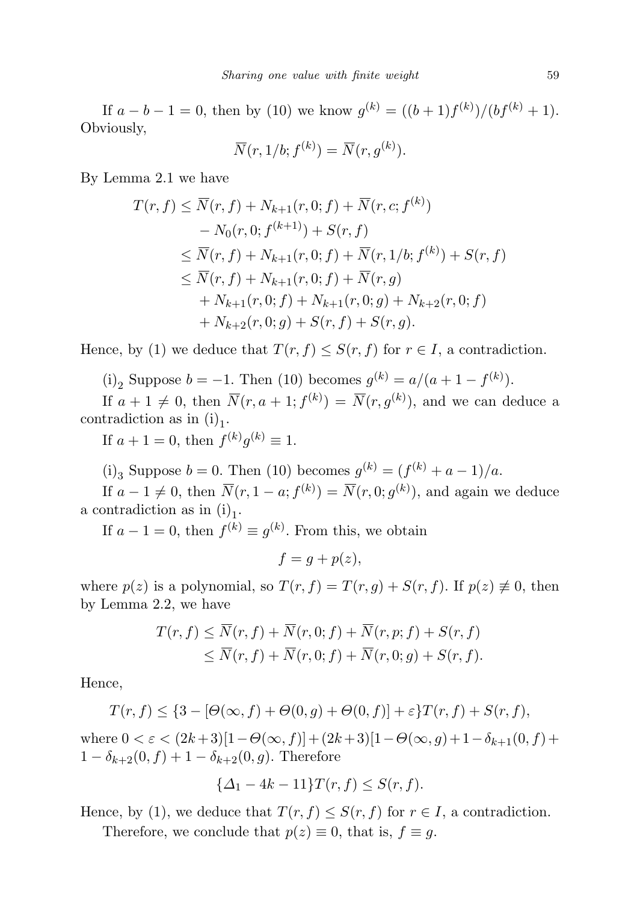If $a-b-1=0$, then by (10) we know $g^{(k)} = ((b+1)f^{(k)})/(bf^{(k)}+1)$. Obviously,

$$\overline{N}(r, 1/b; f^{(k)}) = \overline{N}(r, g^{(k)}).$$

By Lemma 2.1 we have

$$\begin{aligned}
T(r,f) &\leq \overline{N}(r,f) + N_{k+1}(r,0;f) + \overline{N}(r,c;f^{(k)}) \\
&\quad - N_0(r,0;f^{(k+1)}) + S(r,f) \\
&\leq \overline{N}(r,f) + N_{k+1}(r,0;f) + \overline{N}(r,1/b;f^{(k)}) + S(r,f) \\
&\leq \overline{N}(r,f) + N_{k+1}(r,0;f) + \overline{N}(r,g) \\
&\quad + N_{k+1}(r,0;f) + N_{k+1}(r,0;g) + N_{k+2}(r,0;f) \\
&\quad + N_{k+2}(r,0;g) + S(r,f) + S(r,g).
\end{aligned}$$

Hence, by (1) we deduce that $T(r,f) \leq S(r,f)$ for $r \in I$, a contradiction.

$(\mathrm{i})_2$ Suppose $b=-1$. Then (10) becomes $g^{(k)} = a/(a+1-f^{(k)})$.

If $a+1 \neq 0$, then $\overline{N}(r, a+1; f^{(k)}) = \overline{N}(r, g^{(k)})$, and we can deduce a contradiction as in $(\mathrm{i})_1$.

If $a+1=0$, then $f^{(k)}g^{(k)} \equiv 1$.

$(\mathrm{i})_3$ Suppose $b=0$. Then (10) becomes $g^{(k)} = (f^{(k)}+a-1)/a$.

If $a-1 \neq 0$, then $\overline{N}(r, 1-a; f^{(k)}) = \overline{N}(r, 0; g^{(k)})$, and again we deduce a contradiction as in $(\mathrm{i})_1$.

If $a-1=0$, then $f^{(k)} \equiv g^{(k)}$. From this, we obtain

$$f = g + p(z),$$

where $p(z)$ is a polynomial, so $T(r,f) = T(r,g) + S(r,f)$. If $p(z) \not\equiv 0$, then by Lemma 2.2, we have

$$\begin{aligned}
T(r,f) &\leq \overline{N}(r,f) + \overline{N}(r,0;f) + \overline{N}(r,p;f) + S(r,f) \\
&\leq \overline{N}(r,f) + \overline{N}(r,0;f) + \overline{N}(r,0;g) + S(r,f).
\end{aligned}$$

Hence,

$$T(r,f) \leq \{3 - [\Theta(\infty,f) + \Theta(0,g) + \Theta(0,f)] + \varepsilon\}T(r,f) + S(r,f),$$

where $0 < \varepsilon < (2k+3)[1-\Theta(\infty,f)] + (2k+3)[1-\Theta(\infty,g) + 1 - \delta_{k+1}(0,f) + 1 - \delta_{k+2}(0,f) + 1 - \delta_{k+2}(0,g)$. Therefore

$$\{\Delta_1 - 4k - 11\}T(r,f) \leq S(r,f).$$

Hence, by (1), we deduce that $T(r,f) \leq S(r,f)$ for $r \in I$, a contradiction.

Therefore, we conclude that $p(z) \equiv 0$, that is, $f \equiv g$.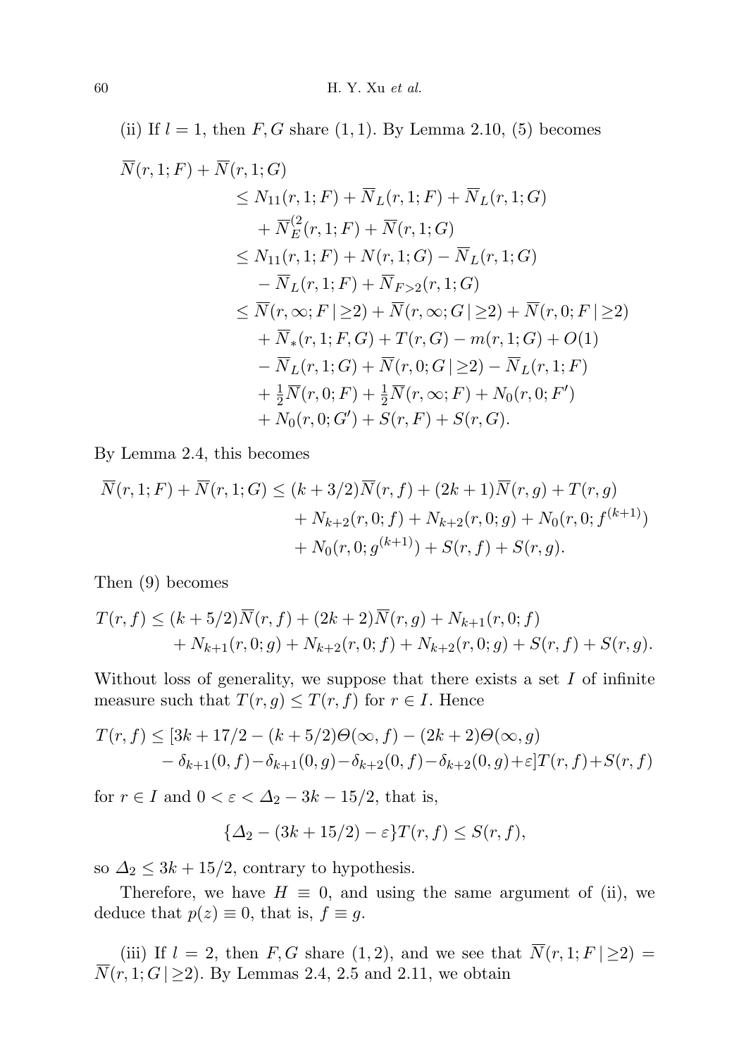(ii) If $l = 1$, then $F, G$ share $(1, 1)$. By Lemma 2.10, (5) becomes

$$
\begin{aligned}
\overline{N}(r,1;F) + \overline{N}(r,1;G) &\le N_{11}(r,1;F) + \overline{N}_L(r,1;F) + \overline{N}_L(r,1;G) \\
&\quad + \overline{N}_E^{(2}(r,1;F) + \overline{N}(r,1;G) \\
&\le N_{11}(r,1;F) + N(r,1;G) - \overline{N}_L(r,1;G) \\
&\quad - \overline{N}_L(r,1;F) + \overline{N}_{F>2}(r,1;G) \\
&\le \overline{N}(r,\infty;F\,|\,{\ge}2) + \overline{N}(r,\infty;G\,|\,{\ge}2) + \overline{N}(r,0;F\,|\,{\ge}2) \\
&\quad + \overline{N}_*(r,1;F,G) + T(r,G) - m(r,1;G) + O(1) \\
&\quad - \overline{N}_L(r,1;G) + \overline{N}(r,0;G\,|\,{\ge}2) - \overline{N}_L(r,1;F) \\
&\quad + \tfrac{1}{2}\overline{N}(r,0;F) + \tfrac{1}{2}\overline{N}(r,\infty;F) + N_0(r,0;F') \\
&\quad + N_0(r,0;G') + S(r,F) + S(r,G).
\end{aligned}
$$

By Lemma 2.4, this becomes

$$
\begin{aligned}
\overline{N}(r,1;F) + \overline{N}(r,1;G) \le (k+3/2)\overline{N}(r,f) &+ (2k+1)\overline{N}(r,g) + T(r,g) \\
&+ N_{k+2}(r,0;f) + N_{k+2}(r,0;g) + N_0(r,0;f^{(k+1)}) \\
&+ N_0(r,0;g^{(k+1)}) + S(r,f) + S(r,g).
\end{aligned}
$$

Then (9) becomes

$$
\begin{aligned}
T(r,f) \le (k+5/2)\overline{N}(r,f) &+ (2k+2)\overline{N}(r,g) + N_{k+1}(r,0;f) \\
&+ N_{k+1}(r,0;g) + N_{k+2}(r,0;f) + N_{k+2}(r,0;g) + S(r,f) + S(r,g).
\end{aligned}
$$

Without loss of generality, we suppose that there exists a set $I$ of infinite measure such that $T(r,g) \le T(r,f)$ for $r \in I$. Hence

$$
\begin{aligned}
T(r,f) \le [3k + 17/2 &- (k+5/2)\Theta(\infty,f) - (2k+2)\Theta(\infty,g) \\
&- \delta_{k+1}(0,f) - \delta_{k+1}(0,g) - \delta_{k+2}(0,f) - \delta_{k+2}(0,g) + \varepsilon]T(r,f) + S(r,f)
\end{aligned}
$$

for $r \in I$ and $0 < \varepsilon < \Delta_2 - 3k - 15/2$, that is,

$$
\{\Delta_2 - (3k+15/2) - \varepsilon\}T(r,f) \le S(r,f),
$$

so $\Delta_2 \le 3k + 15/2$, contrary to hypothesis.

Therefore, we have $H \equiv 0$, and using the same argument of (ii), we deduce that $p(z) \equiv 0$, that is, $f \equiv g$.

(iii) If $l = 2$, then $F, G$ share $(1, 2)$, and we see that $\overline{N}(r,1;F\,|\,{\ge}2) = \overline{N}(r,1;G\,|\,{\ge}2)$. By Lemmas 2.4, 2.5 and 2.11, we obtain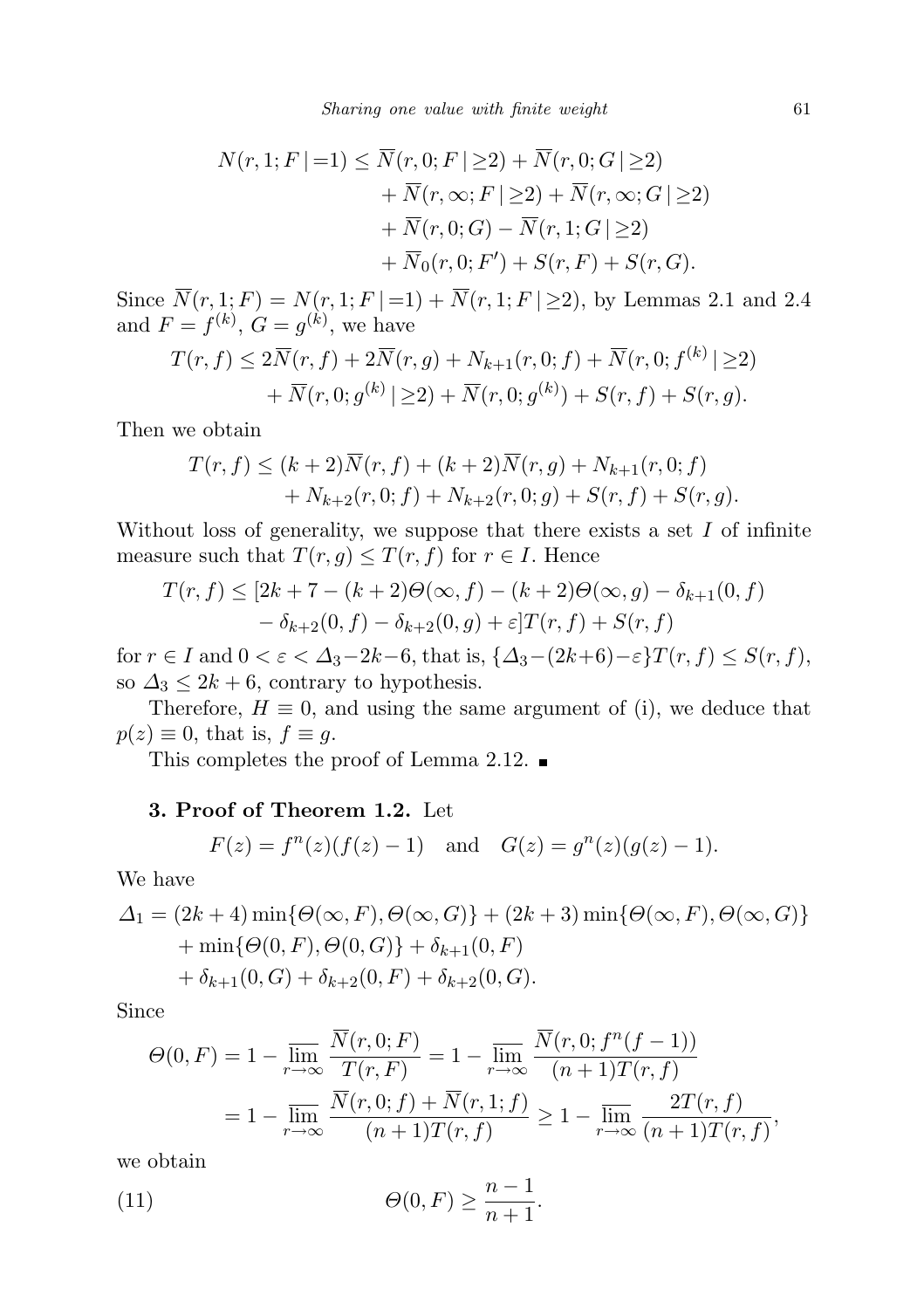$$
\begin{aligned}
N(r,1;F\,|\,{=}1) &\le \overline{N}(r,0;F\,|\,{\ge}2) + \overline{N}(r,0;G\,|\,{\ge}2) \\
&\quad + \overline{N}(r,\infty;F\,|\,{\ge}2) + \overline{N}(r,\infty;G\,|\,{\ge}2) \\
&\quad + \overline{N}(r,0;G) - \overline{N}(r,1;G\,|\,{\ge}2) \\
&\quad + \overline{N}_0(r,0;F') + S(r,F) + S(r,G).
\end{aligned}
$$

Since $\overline{N}(r,1;F) = N(r,1;F\,|\,{=}1) + \overline{N}(r,1;F\,|\,{\ge}2)$, by Lemmas 2.1 and 2.4 and $F = f^{(k)}$, $G = g^{(k)}$, we have

$$
\begin{aligned}
T(r,f) &\le 2\overline{N}(r,f) + 2\overline{N}(r,g) + N_{k+1}(r,0;f) + \overline{N}(r,0;f^{(k)}\,|\,{\ge}2) \\
&\quad + \overline{N}(r,0;g^{(k)}\,|\,{\ge}2) + \overline{N}(r,0;g^{(k)}) + S(r,f) + S(r,g).
\end{aligned}
$$

Then we obtain

$$
\begin{aligned}
T(r,f) &\le (k+2)\overline{N}(r,f) + (k+2)\overline{N}(r,g) + N_{k+1}(r,0;f) \\
&\quad + N_{k+2}(r,0;f) + N_{k+2}(r,0;g) + S(r,f) + S(r,g).
\end{aligned}
$$

Without loss of generality, we suppose that there exists a set $I$ of infinite measure such that $T(r,g) \le T(r,f)$ for $r \in I$. Hence

$$
\begin{aligned}
T(r,f) &\le [2k+7-(k+2)\Theta(\infty,f) - (k+2)\Theta(\infty,g) - \delta_{k+1}(0,f) \\
&\quad - \delta_{k+2}(0,f) - \delta_{k+2}(0,g) + \varepsilon]T(r,f) + S(r,f)
\end{aligned}
$$

for $r \in I$ and $0 < \varepsilon < \Delta_3 - 2k - 6$, that is, $\{\Delta_3 - (2k+6) - \varepsilon\}T(r,f) \le S(r,f)$, so $\Delta_3 \le 2k+6$, contrary to hypothesis.

Therefore, $H \equiv 0$, and using the same argument of (i), we deduce that $p(z) \equiv 0$, that is, $f \equiv g$.

This completes the proof of Lemma 2.12. ∎

**3. Proof of Theorem 1.2.** Let

$$
F(z) = f^n(z)(f(z)-1) \quad \text{and} \quad G(z) = g^n(z)(g(z)-1).
$$

We have

$$
\begin{aligned}
\Delta_1 &= (2k+4)\min\{\Theta(\infty,F),\Theta(\infty,G)\} + (2k+3)\min\{\Theta(\infty,F),\Theta(\infty,G)\} \\
&\quad + \min\{\Theta(0,F),\Theta(0,G)\} + \delta_{k+1}(0,F) \\
&\quad + \delta_{k+1}(0,G) + \delta_{k+2}(0,F) + \delta_{k+2}(0,G).
\end{aligned}
$$

Since

$$
\begin{aligned}
\Theta(0,F) &= 1 - \varlimsup_{r\to\infty} \frac{\overline{N}(r,0;F)}{T(r,F)} = 1 - \varlimsup_{r\to\infty} \frac{\overline{N}(r,0;f^n(f-1))}{(n+1)T(r,f)} \\
&= 1 - \varlimsup_{r\to\infty} \frac{\overline{N}(r,0;f) + \overline{N}(r,1;f)}{(n+1)T(r,f)} \ge 1 - \varlimsup_{r\to\infty} \frac{2T(r,f)}{(n+1)T(r,f)},
\end{aligned}
$$

we obtain

$$
\Theta(0,F) \ge \frac{n-1}{n+1}. \tag{11}
$$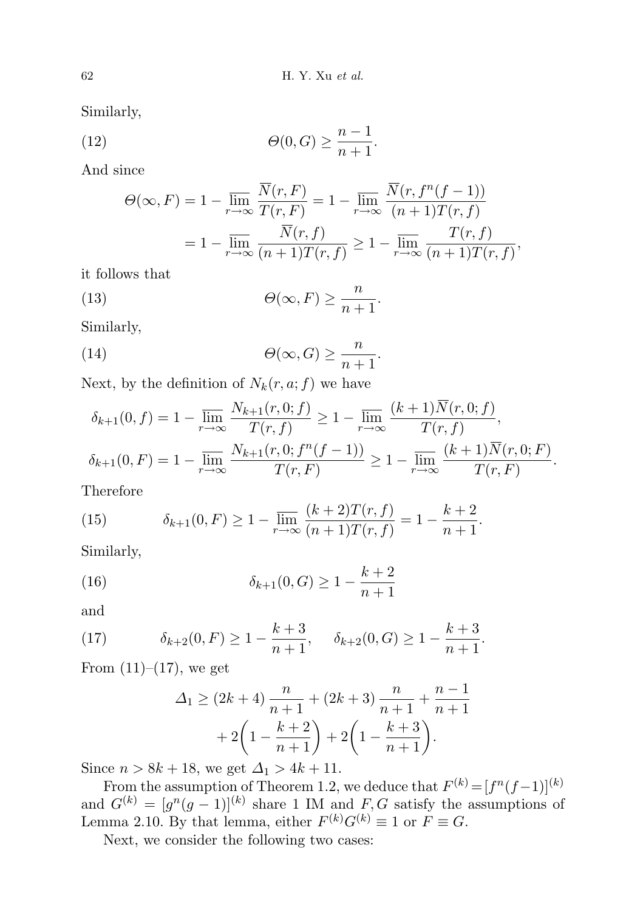Similarly,

$$\Theta(0, G) \geq \frac{n-1}{n+1}. \tag{12}$$

And since

$$\begin{aligned}\Theta(\infty, F) &= 1 - \varlimsup_{r\to\infty} \frac{\overline{N}(r, F)}{T(r, F)} = 1 - \varlimsup_{r\to\infty} \frac{\overline{N}(r, f^n(f-1))}{(n+1)T(r, f)} \\ &= 1 - \varlimsup_{r\to\infty} \frac{\overline{N}(r, f)}{(n+1)T(r, f)} \geq 1 - \varlimsup_{r\to\infty} \frac{T(r, f)}{(n+1)T(r, f)},\end{aligned}$$

it follows that

$$\Theta(\infty, F) \geq \frac{n}{n+1}. \tag{13}$$

Similarly,

$$\Theta(\infty, G) \geq \frac{n}{n+1}. \tag{14}$$

Next, by the definition of $N_k(r, a; f)$ we have

$$\delta_{k+1}(0, f) = 1 - \varlimsup_{r\to\infty} \frac{N_{k+1}(r, 0; f)}{T(r, f)} \geq 1 - \varlimsup_{r\to\infty} \frac{(k+1)\overline{N}(r, 0; f)}{T(r, f)},$$

$$\delta_{k+1}(0, F) = 1 - \varlimsup_{r\to\infty} \frac{N_{k+1}(r, 0; f^n(f-1))}{T(r, F)} \geq 1 - \varlimsup_{r\to\infty} \frac{(k+1)\overline{N}(r, 0; F)}{T(r, F)}.$$

Therefore

$$\delta_{k+1}(0, F) \geq 1 - \varlimsup_{r\to\infty} \frac{(k+2)T(r, f)}{(n+1)T(r, f)} = 1 - \frac{k+2}{n+1}. \tag{15}$$

Similarly,

$$\delta_{k+1}(0, G) \geq 1 - \frac{k+2}{n+1} \tag{16}$$

and

$$\delta_{k+2}(0, F) \geq 1 - \frac{k+3}{n+1}, \qquad \delta_{k+2}(0, G) \geq 1 - \frac{k+3}{n+1}. \tag{17}$$

From (11)–(17), we get

$$\begin{aligned}\Delta_1 \geq (2k+4)\frac{n}{n+1} + (2k+3)\frac{n}{n+1} + \frac{n-1}{n+1} \\ + 2\left(1 - \frac{k+2}{n+1}\right) + 2\left(1 - \frac{k+3}{n+1}\right).\end{aligned}$$

Since $n > 8k + 18$, we get $\Delta_1 > 4k + 11$.

From the assumption of Theorem 1.2, we deduce that $F^{(k)} = [f^n(f-1)]^{(k)}$ and $G^{(k)} = [g^n(g-1)]^{(k)}$ share 1 IM and $F, G$ satisfy the assumptions of Lemma 2.10. By that lemma, either $F^{(k)}G^{(k)} \equiv 1$ or $F \equiv G$.

Next, we consider the following two cases: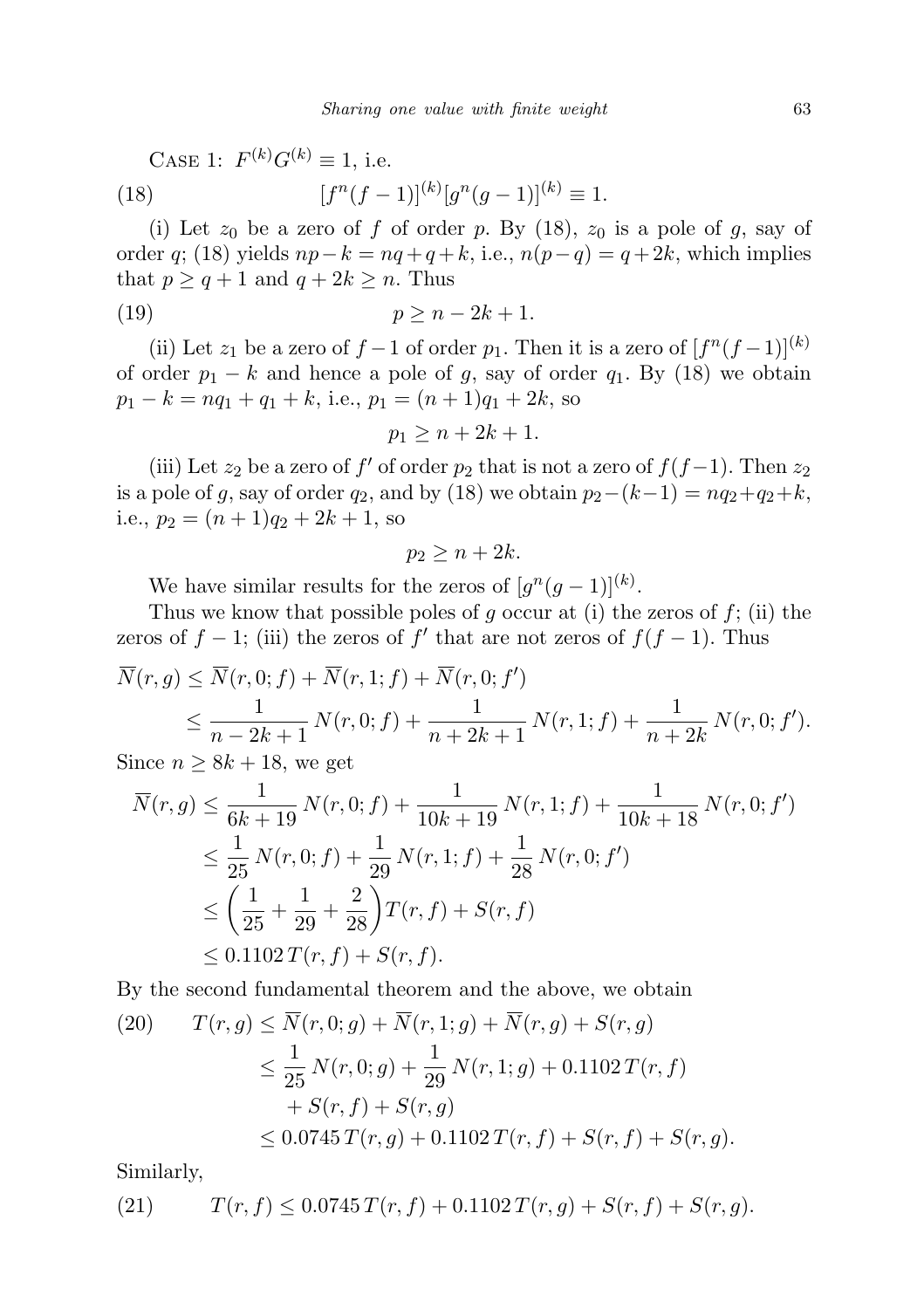Case 1: $F^{(k)}G^{(k)} \equiv 1$, i.e.

$$[f^n(f-1)]^{(k)}[g^n(g-1)]^{(k)} \equiv 1. \tag{18}$$

(i) Let $z_0$ be a zero of $f$ of order $p$. By (18), $z_0$ is a pole of $g$, say of order $q$; (18) yields $np-k = nq+q+k$, i.e., $n(p-q) = q+2k$, which implies that $p \geq q+1$ and $q+2k \geq n$. Thus

$$p \geq n-2k+1. \tag{19}$$

(ii) Let $z_1$ be a zero of $f-1$ of order $p_1$. Then it is a zero of $[f^n(f-1)]^{(k)}$ of order $p_1 - k$ and hence a pole of $g$, say of order $q_1$. By (18) we obtain $p_1 - k = nq_1 + q_1 + k$, i.e., $p_1 = (n+1)q_1 + 2k$, so

$$p_1 \geq n+2k+1.$$

(iii) Let $z_2$ be a zero of $f'$ of order $p_2$ that is not a zero of $f(f-1)$. Then $z_2$ is a pole of $g$, say of order $q_2$, and by (18) we obtain $p_2-(k-1) = nq_2+q_2+k$, i.e., $p_2 = (n+1)q_2 + 2k + 1$, so

$$p_2 \geq n+2k.$$

We have similar results for the zeros of $[g^n(g-1)]^{(k)}$.

Thus we know that possible poles of $g$ occur at (i) the zeros of $f$; (ii) the zeros of $f-1$; (iii) the zeros of $f'$ that are not zeros of $f(f-1)$. Thus

$$\begin{aligned}
\overline{N}(r,g) &\leq \overline{N}(r,0;f) + \overline{N}(r,1;f) + \overline{N}(r,0;f') \\
&\leq \frac{1}{n-2k+1}\, N(r,0;f) + \frac{1}{n+2k+1}\, N(r,1;f) + \frac{1}{n+2k}\, N(r,0;f').
\end{aligned}$$

Since $n \geq 8k+18$, we get

$$\begin{aligned}
\overline{N}(r,g) &\leq \frac{1}{6k+19}\, N(r,0;f) + \frac{1}{10k+19}\, N(r,1;f) + \frac{1}{10k+18}\, N(r,0;f') \\
&\leq \frac{1}{25}\, N(r,0;f) + \frac{1}{29}\, N(r,1;f) + \frac{1}{28}\, N(r,0;f') \\
&\leq \left(\frac{1}{25} + \frac{1}{29} + \frac{2}{28}\right) T(r,f) + S(r,f) \\
&\leq 0.1102\, T(r,f) + S(r,f).
\end{aligned}$$

By the second fundamental theorem and the above, we obtain

$$\begin{aligned}
T(r,g) &\leq \overline{N}(r,0;g) + \overline{N}(r,1;g) + \overline{N}(r,g) + S(r,g) \\
&\leq \frac{1}{25}\, N(r,0;g) + \frac{1}{29}\, N(r,1;g) + 0.1102\, T(r,f) \\
&\quad + S(r,f) + S(r,g) \\
&\leq 0.0745\, T(r,g) + 0.1102\, T(r,f) + S(r,f) + S(r,g).
\end{aligned} \tag{20}$$

Similarly,

$$T(r,f) \leq 0.0745\, T(r,f) + 0.1102\, T(r,g) + S(r,f) + S(r,g). \tag{21}$$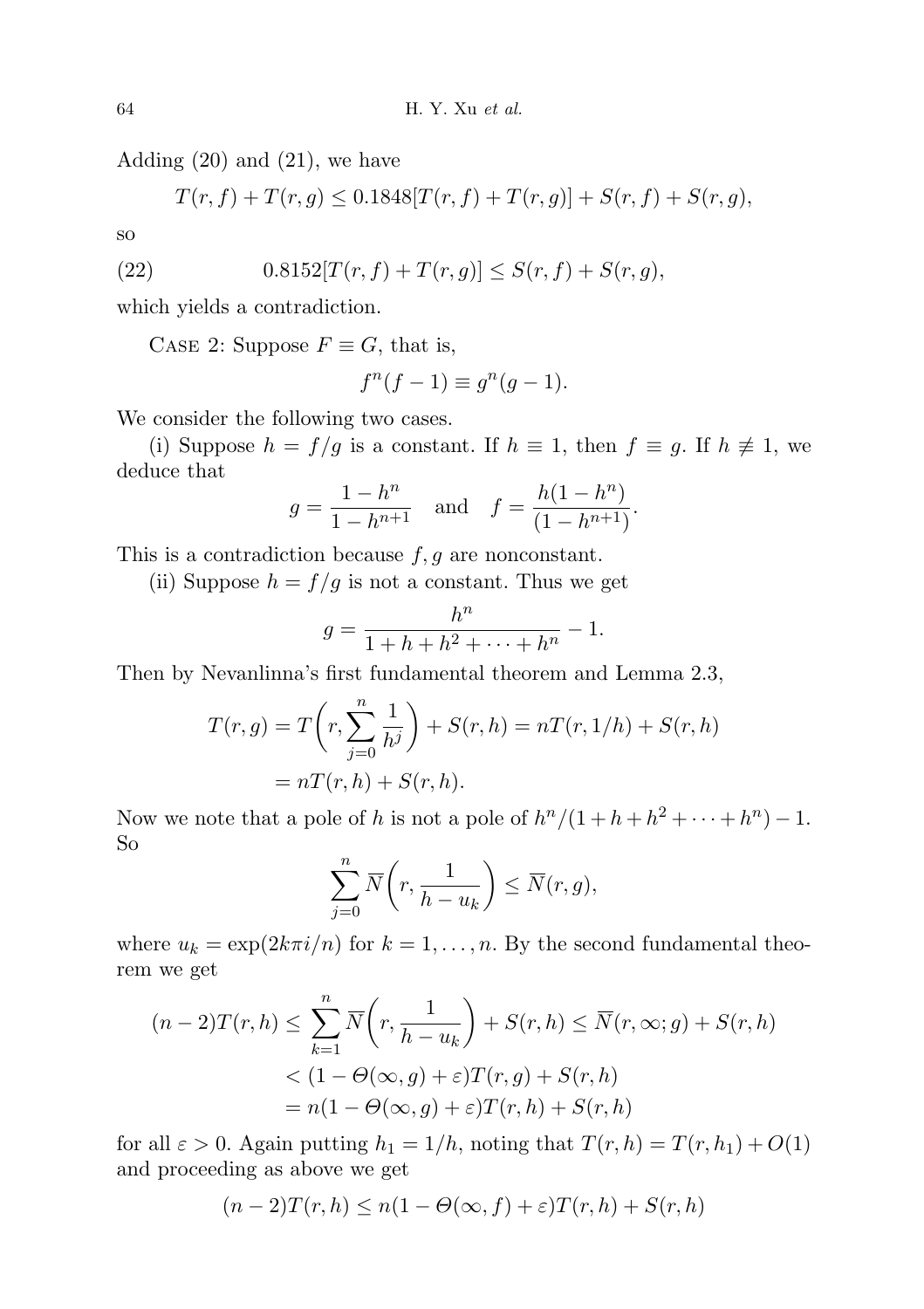Adding (20) and (21), we have

$$T(r,f)+T(r,g)\le 0.1848[T(r,f)+T(r,g)]+S(r,f)+S(r,g),$$

so

$$0.8152[T(r,f)+T(r,g)]\le S(r,f)+S(r,g), \tag{22}$$

which yields a contradiction.

Case 2: Suppose $F\equiv G$, that is,

$$f^n(f-1)\equiv g^n(g-1).$$

We consider the following two cases.

(i) Suppose $h=f/g$ is a constant. If $h\equiv 1$, then $f\equiv g$. If $h\not\equiv 1$, we deduce that

$$g=\frac{1-h^n}{1-h^{n+1}}\quad\text{and}\quad f=\frac{h(1-h^n)}{(1-h^{n+1})}.$$

This is a contradiction because $f,g$ are nonconstant.

(ii) Suppose $h=f/g$ is not a constant. Thus we get

$$g=\frac{h^n}{1+h+h^2+\dots+h^n}-1.$$

Then by Nevanlinna's first fundamental theorem and Lemma 2.3,

$$\begin{aligned}T(r,g)&=T\bigg(r,\sum_{j=0}^{n}\frac{1}{h^j}\bigg)+S(r,h)=nT(r,1/h)+S(r,h)\\&=nT(r,h)+S(r,h).\end{aligned}$$

Now we note that a pole of $h$ is not a pole of $h^n/(1+h+h^2+\dots+h^n)-1$. So

$$\sum_{j=0}^{n}\overline{N}\bigg(r,\frac{1}{h-u_k}\bigg)\le\overline{N}(r,g),$$

where $u_k=\exp(2k\pi i/n)$ for $k=1,\dots,n$. By the second fundamental theorem we get

$$\begin{aligned}(n-2)T(r,h)&\le\sum_{k=1}^{n}\overline{N}\bigg(r,\frac{1}{h-u_k}\bigg)+S(r,h)\le\overline{N}(r,\infty;g)+S(r,h)\\&<(1-\Theta(\infty,g)+\varepsilon)T(r,g)+S(r,h)\\&=n(1-\Theta(\infty,g)+\varepsilon)T(r,h)+S(r,h)\end{aligned}$$

for all $\varepsilon>0$. Again putting $h_1=1/h$, noting that $T(r,h)=T(r,h_1)+O(1)$ and proceeding as above we get

$$(n-2)T(r,h)\le n(1-\Theta(\infty,f)+\varepsilon)T(r,h)+S(r,h)$$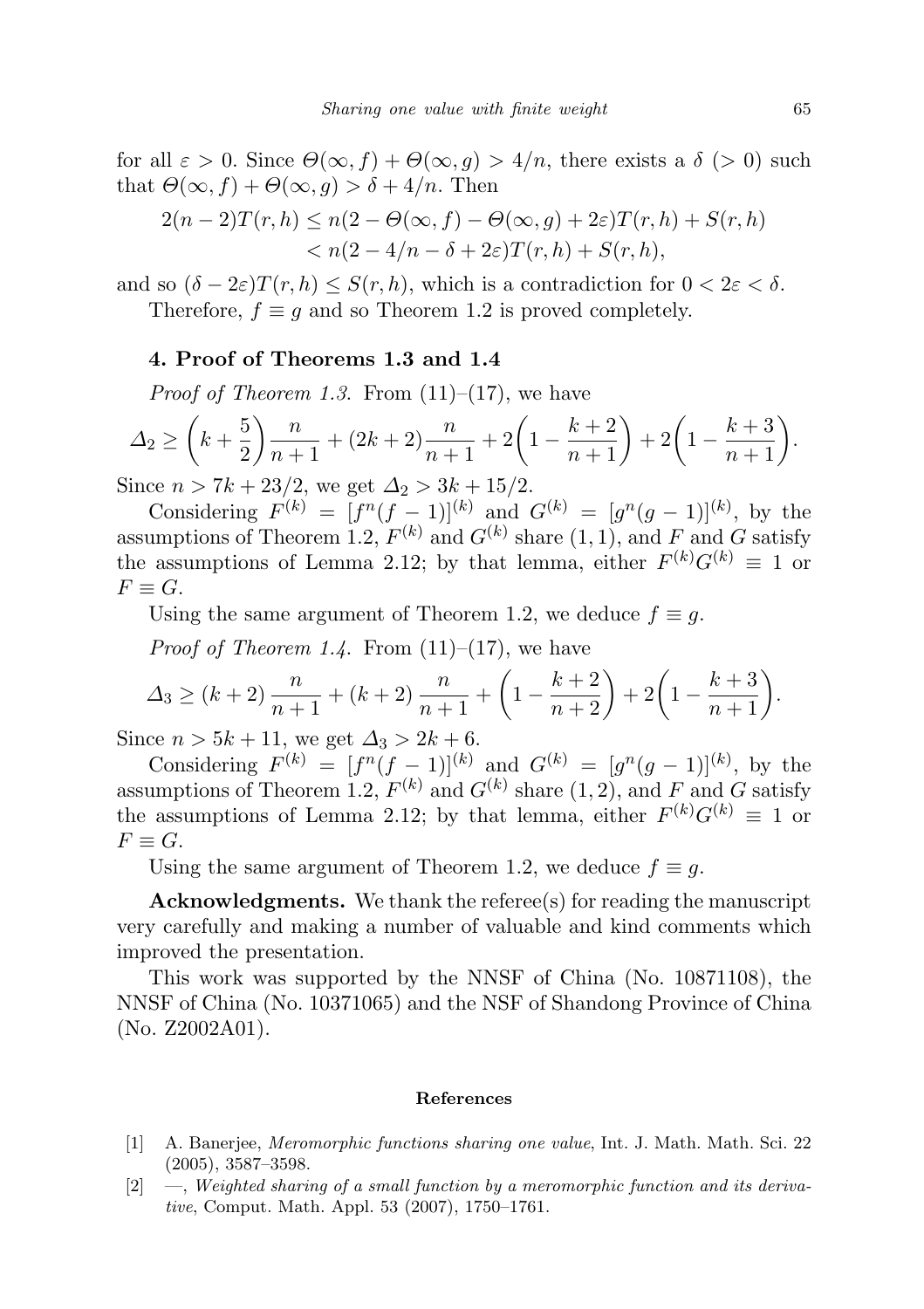for all $\varepsilon > 0$. Since $\Theta(\infty, f) + \Theta(\infty, g) > 4/n$, there exists a $\delta$ ($> 0$) such that $\Theta(\infty, f) + \Theta(\infty, g) > \delta + 4/n$. Then

$$\begin{aligned}2(n-2)T(r,h) &\leq n(2 - \Theta(\infty, f) - \Theta(\infty, g) + 2\varepsilon)T(r,h) + S(r,h)\\ &< n(2 - 4/n - \delta + 2\varepsilon)T(r,h) + S(r,h),\end{aligned}$$

and so $(\delta - 2\varepsilon)T(r,h) \leq S(r,h)$, which is a contradiction for $0 < 2\varepsilon < \delta$.

Therefore, $f \equiv g$ and so Theorem 1.2 is proved completely.

## 4. Proof of Theorems 1.3 and 1.4

*Proof of Theorem 1.3.* From (11)–(17), we have

$$\Delta_2 \geq \left(k + \frac{5}{2}\right)\frac{n}{n+1} + (2k+2)\frac{n}{n+1} + 2\left(1 - \frac{k+2}{n+1}\right) + 2\left(1 - \frac{k+3}{n+1}\right).$$

Since $n > 7k + 23/2$, we get $\Delta_2 > 3k + 15/2$.

Considering $F^{(k)} = [f^n(f-1)]^{(k)}$ and $G^{(k)} = [g^n(g-1)]^{(k)}$, by the assumptions of Theorem 1.2, $F^{(k)}$ and $G^{(k)}$ share $(1, 1)$, and $F$ and $G$ satisfy the assumptions of Lemma 2.12; by that lemma, either $F^{(k)}G^{(k)} \equiv 1$ or $F \equiv G$.

Using the same argument of Theorem 1.2, we deduce $f \equiv g$.

*Proof of Theorem 1.4.* From (11)–(17), we have

$$\Delta_3 \geq (k+2)\,\frac{n}{n+1} + (k+2)\,\frac{n}{n+1} + \left(1 - \frac{k+2}{n+2}\right) + 2\left(1 - \frac{k+3}{n+1}\right).$$

Since $n > 5k + 11$, we get $\Delta_3 > 2k + 6$.

Considering $F^{(k)} = [f^n(f-1)]^{(k)}$ and $G^{(k)} = [g^n(g-1)]^{(k)}$, by the assumptions of Theorem 1.2, $F^{(k)}$ and $G^{(k)}$ share $(1, 2)$, and $F$ and $G$ satisfy the assumptions of Lemma 2.12; by that lemma, either $F^{(k)}G^{(k)} \equiv 1$ or $F \equiv G$.

Using the same argument of Theorem 1.2, we deduce $f \equiv g$.

**Acknowledgments.** We thank the referee(s) for reading the manuscript very carefully and making a number of valuable and kind comments which improved the presentation.

This work was supported by the NNSF of China (No. 10871108), the NNSF of China (No. 10371065) and the NSF of Shandong Province of China (No. Z2002A01).

### References

[1] A. Banerjee, *Meromorphic functions sharing one value*, Int. J. Math. Math. Sci. 22 (2005), 3587–3598.

[2] —, *Weighted sharing of a small function by a meromorphic function and its derivative*, Comput. Math. Appl. 53 (2007), 1750–1761.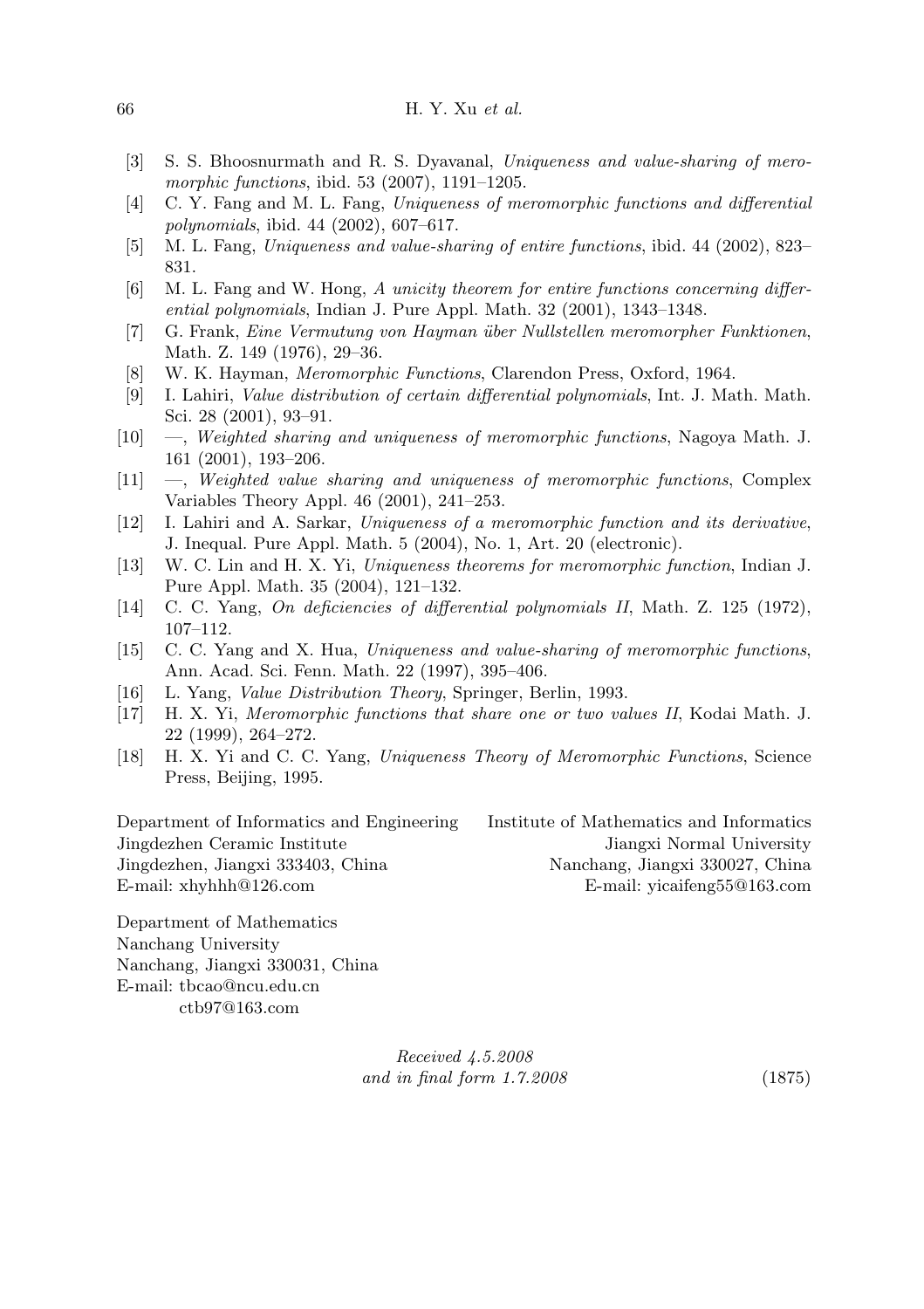- [3] S. S. Bhoosnurmath and R. S. Dyavanal, *Uniqueness and value-sharing of meromorphic functions*, ibid. 53 (2007), 1191–1205.
- [4] C. Y. Fang and M. L. Fang, *Uniqueness of meromorphic functions and differential polynomials*, ibid. 44 (2002), 607–617.
- [5] M. L. Fang, *Uniqueness and value-sharing of entire functions*, ibid. 44 (2002), 823–831.
- [6] M. L. Fang and W. Hong, *A unicity theorem for entire functions concerning differential polynomials*, Indian J. Pure Appl. Math. 32 (2001), 1343–1348.
- [7] G. Frank, *Eine Vermutung von Hayman über Nullstellen meromorpher Funktionen*, Math. Z. 149 (1976), 29–36.
- [8] W. K. Hayman, *Meromorphic Functions*, Clarendon Press, Oxford, 1964.
- [9] I. Lahiri, *Value distribution of certain differential polynomials*, Int. J. Math. Math. Sci. 28 (2001), 93–91.
- [10] —, *Weighted sharing and uniqueness of meromorphic functions*, Nagoya Math. J. 161 (2001), 193–206.
- [11] —, *Weighted value sharing and uniqueness of meromorphic functions*, Complex Variables Theory Appl. 46 (2001), 241–253.
- [12] I. Lahiri and A. Sarkar, *Uniqueness of a meromorphic function and its derivative*, J. Inequal. Pure Appl. Math. 5 (2004), No. 1, Art. 20 (electronic).
- [13] W. C. Lin and H. X. Yi, *Uniqueness theorems for meromorphic function*, Indian J. Pure Appl. Math. 35 (2004), 121–132.
- [14] C. C. Yang, *On deficiencies of differential polynomials II*, Math. Z. 125 (1972), 107–112.
- [15] C. C. Yang and X. Hua, *Uniqueness and value-sharing of meromorphic functions*, Ann. Acad. Sci. Fenn. Math. 22 (1997), 395–406.
- [16] L. Yang, *Value Distribution Theory*, Springer, Berlin, 1993.
- [17] H. X. Yi, *Meromorphic functions that share one or two values II*, Kodai Math. J. 22 (1999), 264–272.
- [18] H. X. Yi and C. C. Yang, *Uniqueness Theory of Meromorphic Functions*, Science Press, Beijing, 1995.

Department of Informatics and Engineering
Jingdezhen Ceramic Institute
Jingdezhen, Jiangxi 333403, China
E-mail: xhyhhh@126.com

Institute of Mathematics and Informatics
Jiangxi Normal University
Nanchang, Jiangxi 330027, China
E-mail: yicaifeng55@163.com

Department of Mathematics
Nanchang University
Nanchang, Jiangxi 330031, China
E-mail: tbcao@ncu.edu.cn
ctb97@163.com

*Received 4.5.2008*
*and in final form 1.7.2008* (1875)